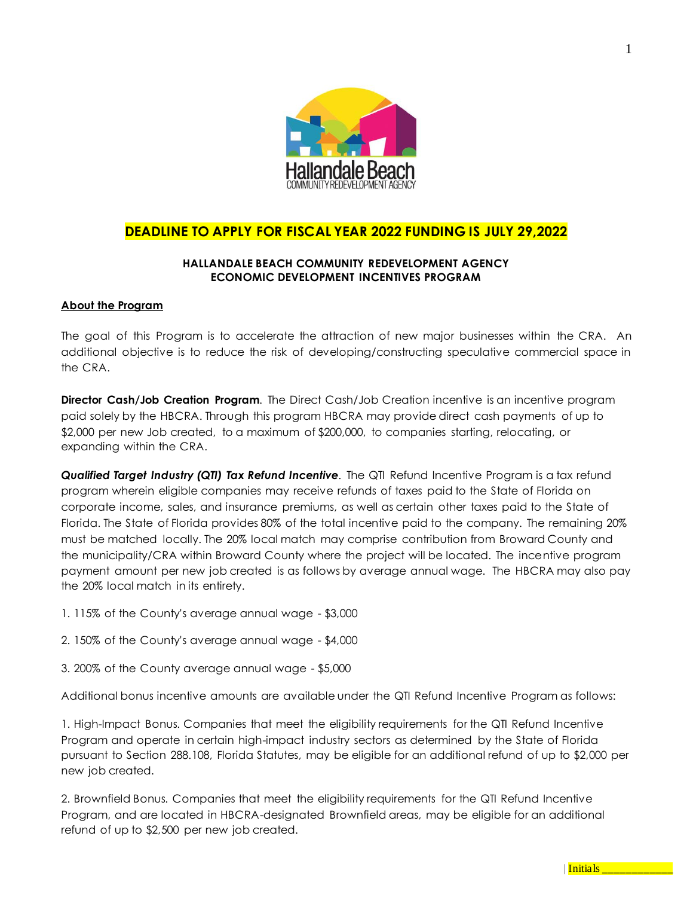**DEADLINE TO APPLY FOR FISCAL YEAR 2022 FUNDING IS JULY 29,2022**

**HALLANDALE BEACH COMMUNITY REDEVELOPMENT AGENCY**
**ECONOMIC DEVELOPMENT INCENTIVES PROGRAM**

**About the Program**

The goal of this Program is to accelerate the attraction of new major businesses within the CRA. An additional objective is to reduce the risk of developing/constructing speculative commercial space in the CRA.

**Director Cash/Job Creation Program**. The Direct Cash/Job Creation incentive is an incentive program paid solely by the HBCRA. Through this program HBCRA may provide direct cash payments of up to $2,000 per new Job created, to a maximum of $200,000, to companies starting, relocating, or expanding within the CRA.

***Qualified Target Industry (QTI) Tax Refund Incentive***. The QTI Refund Incentive Program is a tax refund program wherein eligible companies may receive refunds of taxes paid to the State of Florida on corporate income, sales, and insurance premiums, as well as certain other taxes paid to the State of Florida. The State of Florida provides 80% of the total incentive paid to the company. The remaining 20% must be matched locally. The 20% local match may comprise contribution from Broward County and the municipality/CRA within Broward County where the project will be located. The incentive program payment amount per new job created is as follows by average annual wage. The HBCRA may also pay the 20% local match in its entirety.

1. 115% of the County's average annual wage - $3,000

2. 150% of the County's average annual wage - $4,000

3. 200% of the County average annual wage - $5,000

Additional bonus incentive amounts are available under the QTI Refund Incentive Program as follows:

1. High-Impact Bonus. Companies that meet the eligibility requirements for the QTI Refund Incentive Program and operate in certain high-impact industry sectors as determined by the State of Florida pursuant to Section 288.108, Florida Statutes, may be eligible for an additional refund of up to $2,000 per new job created.

2. Brownfield Bonus. Companies that meet the eligibility requirements for the QTI Refund Incentive Program, and are located in HBCRA-designated Brownfield areas, may be eligible for an additional refund of up to $2,500 per new job created.

Initials ____________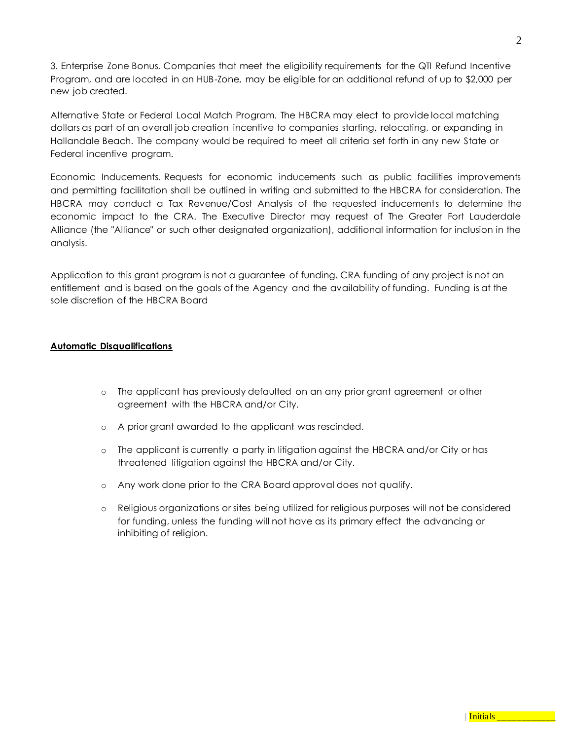3. Enterprise Zone Bonus. Companies that meet the eligibility requirements for the QTI Refund Incentive Program, and are located in an HUB-Zone, may be eligible for an additional refund of up to $2,000 per new job created.

Alternative State or Federal Local Match Program. The HBCRA may elect to provide local matching dollars as part of an overall job creation incentive to companies starting, relocating, or expanding in Hallandale Beach. The company would be required to meet all criteria set forth in any new State or Federal incentive program.

Economic Inducements. Requests for economic inducements such as public facilities improvements and permitting facilitation shall be outlined in writing and submitted to the HBCRA for consideration. The HBCRA may conduct a Tax Revenue/Cost Analysis of the requested inducements to determine the economic impact to the CRA. The Executive Director may request of The Greater Fort Lauderdale Alliance (the "Alliance" or such other designated organization), additional information for inclusion in the analysis.

Application to this grant program is not a guarantee of funding. CRA funding of any project is not an entitlement and is based on the goals of the Agency and the availability of funding. Funding is at the sole discretion of the HBCRA Board

**Automatic Disqualifications**

- The applicant has previously defaulted on an any prior grant agreement or other agreement with the HBCRA and/or City.
- A prior grant awarded to the applicant was rescinded.
- The applicant is currently a party in litigation against the HBCRA and/or City or has threatened litigation against the HBCRA and/or City.
- Any work done prior to the CRA Board approval does not qualify.
- Religious organizations or sites being utilized for religious purposes will not be considered for funding, unless the funding will not have as its primary effect the advancing or inhibiting of religion.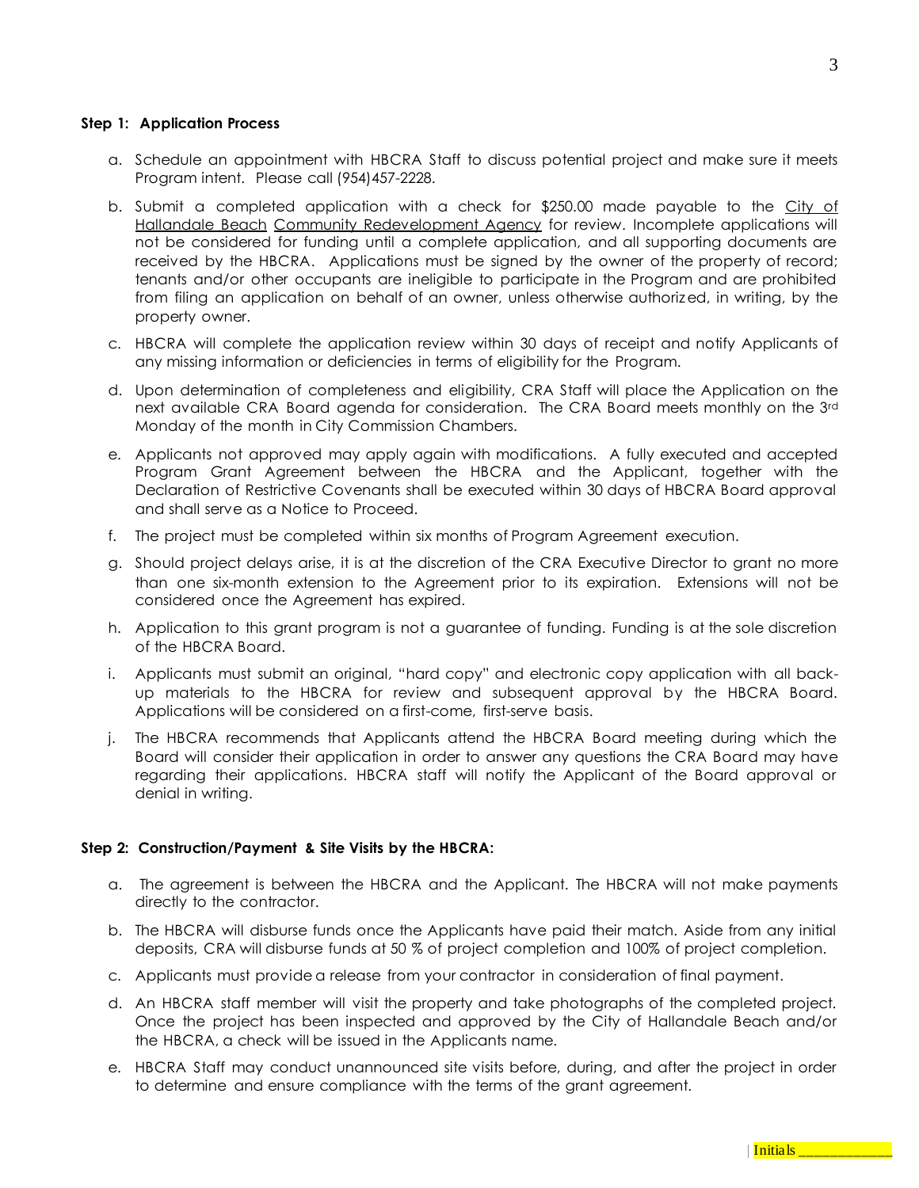**Step 1: Application Process**

a. Schedule an appointment with HBCRA Staff to discuss potential project and make sure it meets Program intent. Please call (954)457-2228.

b. Submit a completed application with a check for $250.00 made payable to the City of Hallandale Beach Community Redevelopment Agency for review. Incomplete applications will not be considered for funding until a complete application, and all supporting documents are received by the HBCRA. Applications must be signed by the owner of the property of record; tenants and/or other occupants are ineligible to participate in the Program and are prohibited from filing an application on behalf of an owner, unless otherwise authorized, in writing, by the property owner.

c. HBCRA will complete the application review within 30 days of receipt and notify Applicants of any missing information or deficiencies in terms of eligibility for the Program.

d. Upon determination of completeness and eligibility, CRA Staff will place the Application on the next available CRA Board agenda for consideration. The CRA Board meets monthly on the 3rd Monday of the month in City Commission Chambers.

e. Applicants not approved may apply again with modifications. A fully executed and accepted Program Grant Agreement between the HBCRA and the Applicant, together with the Declaration of Restrictive Covenants shall be executed within 30 days of HBCRA Board approval and shall serve as a Notice to Proceed.

f. The project must be completed within six months of Program Agreement execution.

g. Should project delays arise, it is at the discretion of the CRA Executive Director to grant no more than one six-month extension to the Agreement prior to its expiration. Extensions will not be considered once the Agreement has expired.

h. Application to this grant program is not a guarantee of funding. Funding is at the sole discretion of the HBCRA Board.

i. Applicants must submit an original, "hard copy" and electronic copy application with all back-up materials to the HBCRA for review and subsequent approval by the HBCRA Board. Applications will be considered on a first-come, first-serve basis.

j. The HBCRA recommends that Applicants attend the HBCRA Board meeting during which the Board will consider their application in order to answer any questions the CRA Board may have regarding their applications. HBCRA staff will notify the Applicant of the Board approval or denial in writing.

**Step 2: Construction/Payment & Site Visits by the HBCRA:**

a. The agreement is between the HBCRA and the Applicant. The HBCRA will not make payments directly to the contractor.

b. The HBCRA will disburse funds once the Applicants have paid their match. Aside from any initial deposits, CRA will disburse funds at 50 % of project completion and 100% of project completion.

c. Applicants must provide a release from your contractor in consideration of final payment.

d. An HBCRA staff member will visit the property and take photographs of the completed project. Once the project has been inspected and approved by the City of Hallandale Beach and/or the HBCRA, a check will be issued in the Applicants name.

e. HBCRA Staff may conduct unannounced site visits before, during, and after the project in order to determine and ensure compliance with the terms of the grant agreement.

Initials ____________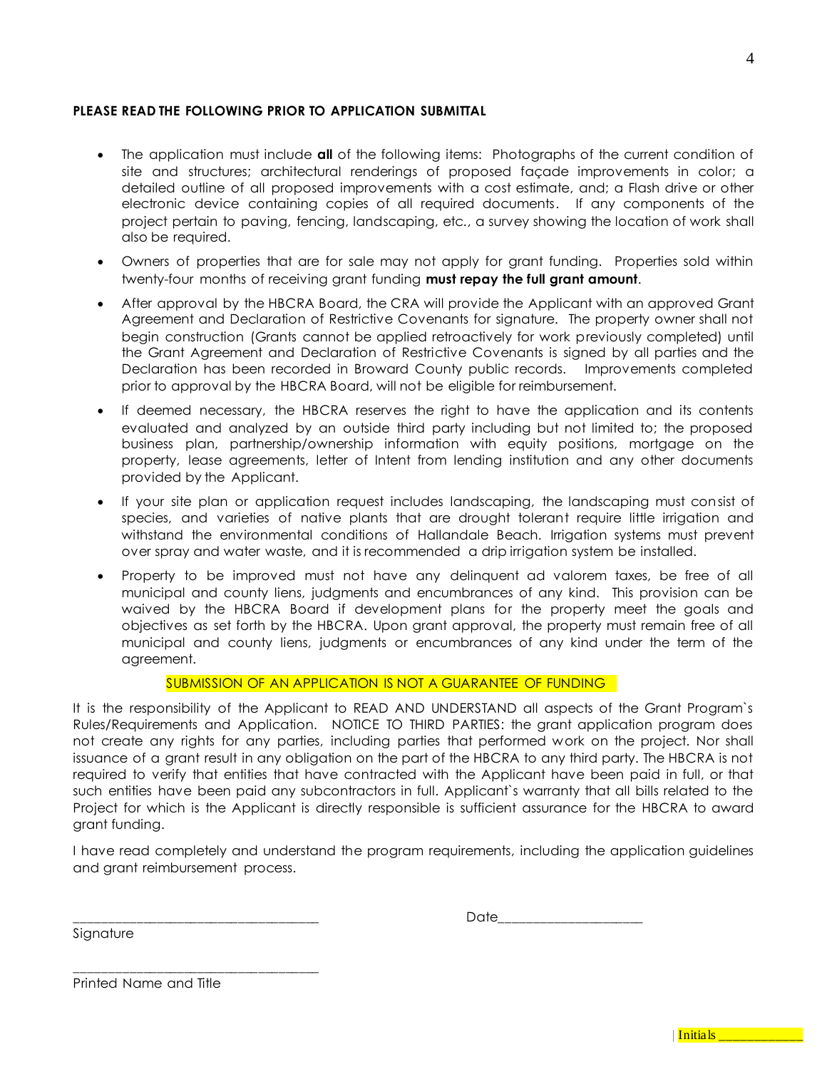**PLEASE READ THE FOLLOWING PRIOR TO APPLICATION SUBMITTAL**

- The application must include **all** of the following items: Photographs of the current condition of site and structures; architectural renderings of proposed façade improvements in color; a detailed outline of all proposed improvements with a cost estimate, and; a Flash drive or other electronic device containing copies of all required documents. If any components of the project pertain to paving, fencing, landscaping, etc., a survey showing the location of work shall also be required.
- Owners of properties that are for sale may not apply for grant funding. Properties sold within twenty-four months of receiving grant funding **must repay the full grant amount**.
- After approval by the HBCRA Board, the CRA will provide the Applicant with an approved Grant Agreement and Declaration of Restrictive Covenants for signature. The property owner shall not begin construction (Grants cannot be applied retroactively for work previously completed) until the Grant Agreement and Declaration of Restrictive Covenants is signed by all parties and the Declaration has been recorded in Broward County public records. Improvements completed prior to approval by the HBCRA Board, will not be eligible for reimbursement.
- If deemed necessary, the HBCRA reserves the right to have the application and its contents evaluated and analyzed by an outside third party including but not limited to; the proposed business plan, partnership/ownership information with equity positions, mortgage on the property, lease agreements, letter of Intent from lending institution and any other documents provided by the Applicant.
- If your site plan or application request includes landscaping, the landscaping must consist of species, and varieties of native plants that are drought tolerant require little irrigation and withstand the environmental conditions of Hallandale Beach. Irrigation systems must prevent over spray and water waste, and it is recommended a drip irrigation system be installed.
- Property to be improved must not have any delinquent ad valorem taxes, be free of all municipal and county liens, judgments and encumbrances of any kind. This provision can be waived by the HBCRA Board if development plans for the property meet the goals and objectives as set forth by the HBCRA. Upon grant approval, the property must remain free of all municipal and county liens, judgments or encumbrances of any kind under the term of the agreement.

SUBMISSION OF AN APPLICATION IS NOT A GUARANTEE OF FUNDING

It is the responsibility of the Applicant to READ AND UNDERSTAND all aspects of the Grant Program`s Rules/Requirements and Application. NOTICE TO THIRD PARTIES: the grant application program does not create any rights for any parties, including parties that performed work on the project. Nor shall issuance of a grant result in any obligation on the part of the HBCRA to any third party. The HBCRA is not required to verify that entities that have contracted with the Applicant have been paid in full, or that such entities have been paid any subcontractors in full. Applicant`s warranty that all bills related to the Project for which is the Applicant is directly responsible is sufficient assurance for the HBCRA to award grant funding.

I have read completely and understand the program requirements, including the application guidelines and grant reimbursement process.

\_\_\_\_\_\_\_\_\_\_\_\_\_\_\_\_\_\_\_\_\_\_\_\_\_\_\_\_\_\_\_\_\_\_\_\_ Date\_\_\_\_\_\_\_\_\_\_\_\_\_\_\_\_\_\_\_\_\_

Signature

\_\_\_\_\_\_\_\_\_\_\_\_\_\_\_\_\_\_\_\_\_\_\_\_\_\_\_\_\_\_\_\_\_\_\_\_

Printed Name and Title

Initials \_\_\_\_\_\_\_\_\_\_\_\_\_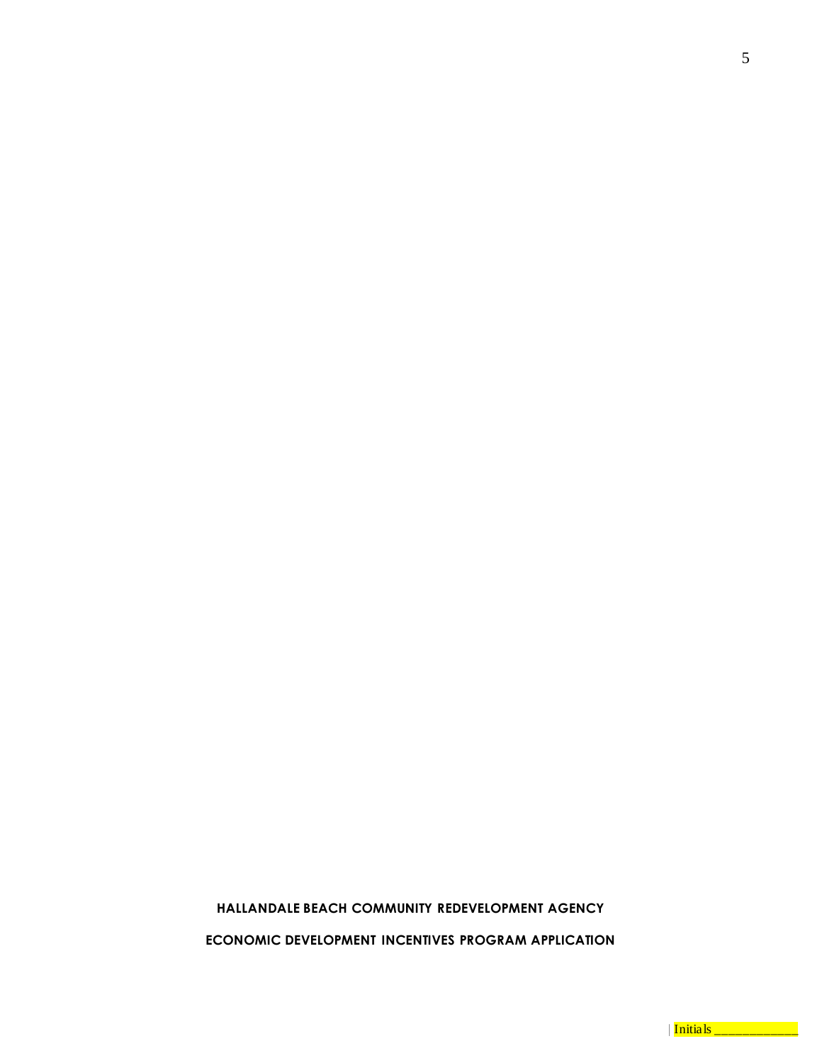**HALLANDALE BEACH COMMUNITY REDEVELOPMENT AGENCY**

**ECONOMIC DEVELOPMENT INCENTIVES PROGRAM APPLICATION**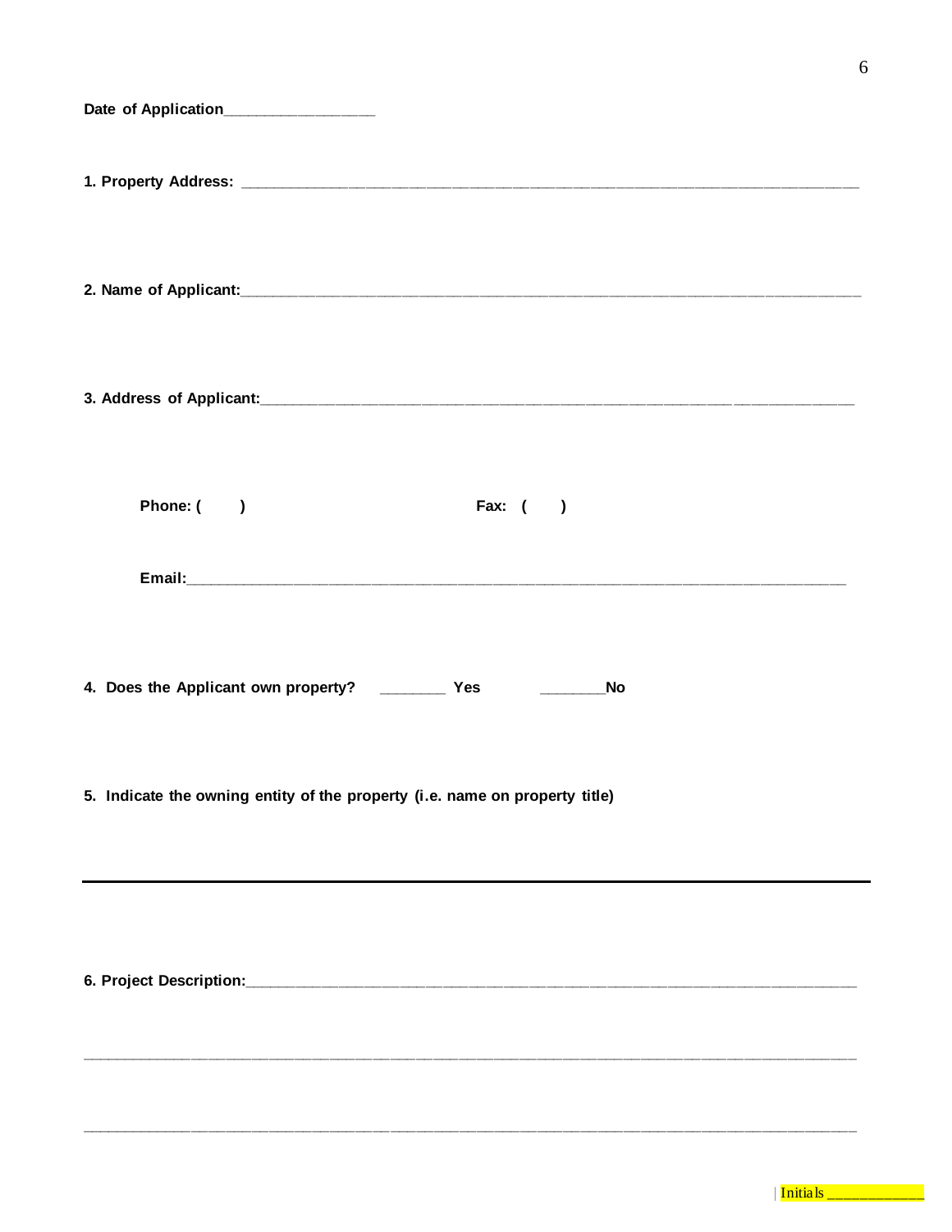**Date of Application**__________________

**1. Property Address:** ___________________________________________________________________________

**2. Name of Applicant:**___________________________________________________________________________

**3. Address of Applicant:**________________________________________________________________________

**Phone: (      )**                                        **Fax: (      )**

**Email:**_________________________________________________________________________________

**4. Does the Applicant own property?** ________ **Yes**          ________**No**

**5. Indicate the owning entity of the property (i.e. name on property title)**

---

**6. Project Description:**_________________________________________________________________________

_____________________________________________________________________________________________

_____________________________________________________________________________________________

Initials ____________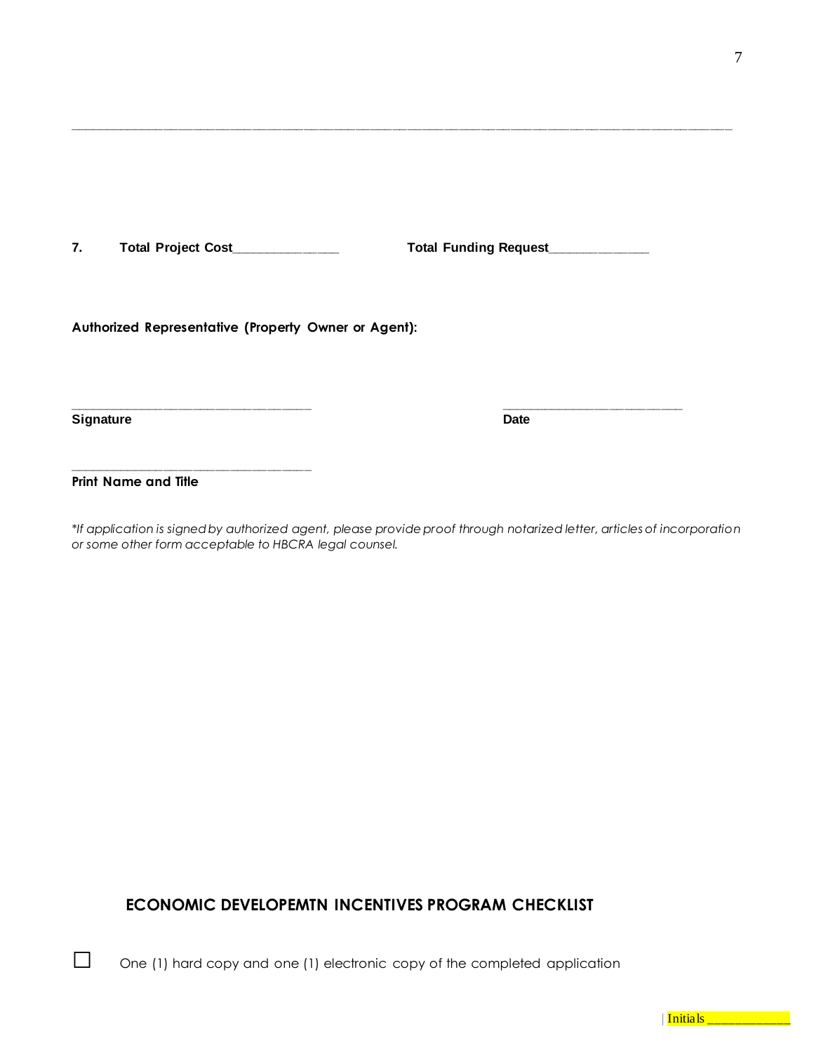______________________________________________________________________________________

**7. Total Project Cost_______________ Total Funding Request______________**

**Authorized Representative (Property Owner or Agent):**

___________________________________ ___________________________

**Signature** **Date**

___________________________________

**Print Name and Title**

*\*If application is signed by authorized agent, please provide proof through notarized letter, articles of incorporation or some other form acceptable to HBCRA legal counsel.*

## ECONOMIC DEVELOPEMTN INCENTIVES PROGRAM CHECKLIST

☐ One (1) hard copy and one (1) electronic copy of the completed application

Initials ____________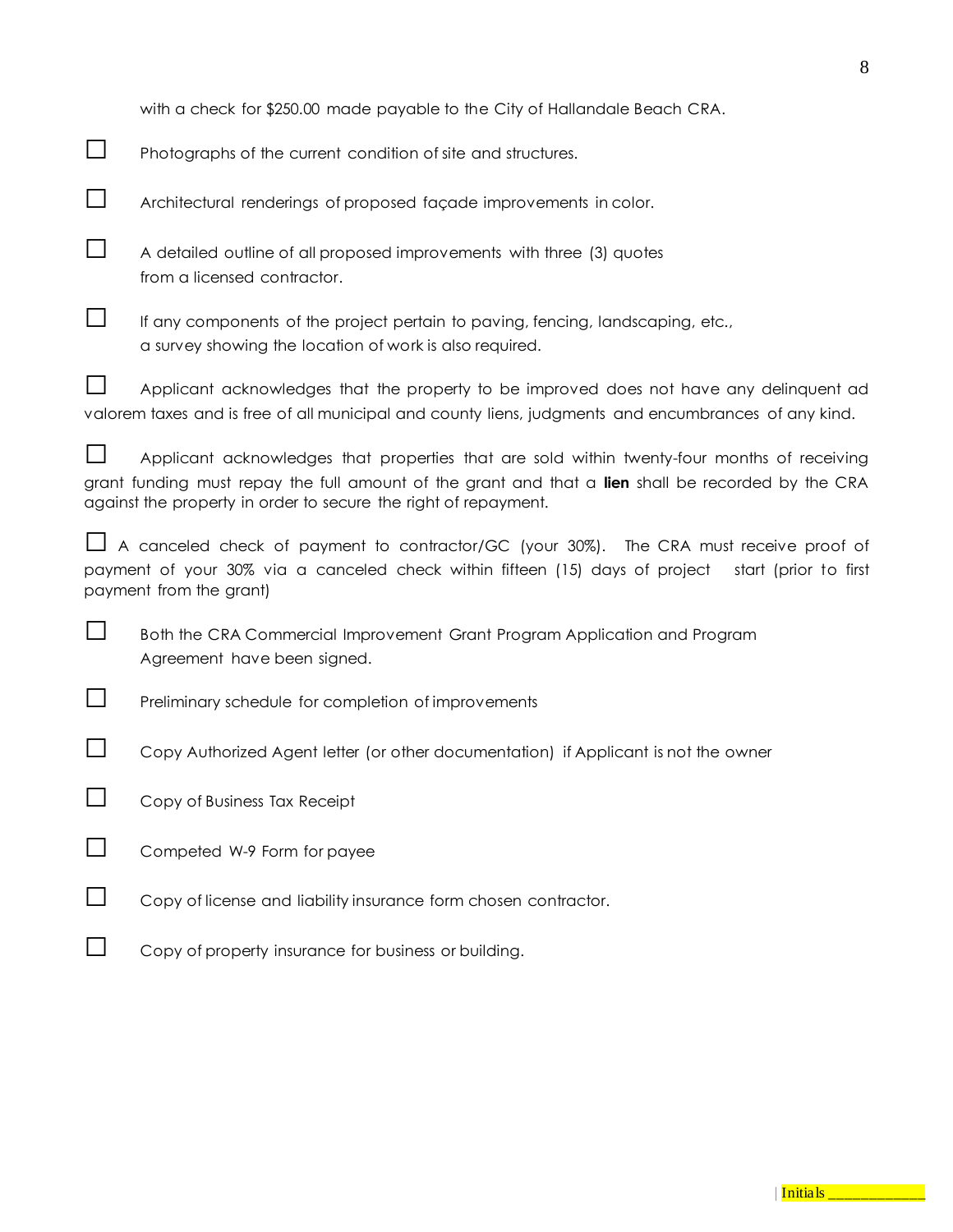with a check for $250.00 made payable to the City of Hallandale Beach CRA.

☐ Photographs of the current condition of site and structures.

☐ Architectural renderings of proposed façade improvements in color.

☐ A detailed outline of all proposed improvements with three (3) quotes from a licensed contractor.

☐ If any components of the project pertain to paving, fencing, landscaping, etc., a survey showing the location of work is also required.

☐ Applicant acknowledges that the property to be improved does not have any delinquent ad valorem taxes and is free of all municipal and county liens, judgments and encumbrances of any kind.

☐ Applicant acknowledges that properties that are sold within twenty-four months of receiving grant funding must repay the full amount of the grant and that a **lien** shall be recorded by the CRA against the property in order to secure the right of repayment.

☐ A canceled check of payment to contractor/GC (your 30%). The CRA must receive proof of payment of your 30% via a canceled check within fifteen (15) days of project start (prior to first payment from the grant)

☐ Both the CRA Commercial Improvement Grant Program Application and Program Agreement have been signed.

☐ Preliminary schedule for completion of improvements

☐ Copy Authorized Agent letter (or other documentation) if Applicant is not the owner

☐ Copy of Business Tax Receipt

☐ Competed W-9 Form for payee

☐ Copy of license and liability insurance form chosen contractor.

☐ Copy of property insurance for business or building.

Initials ____________